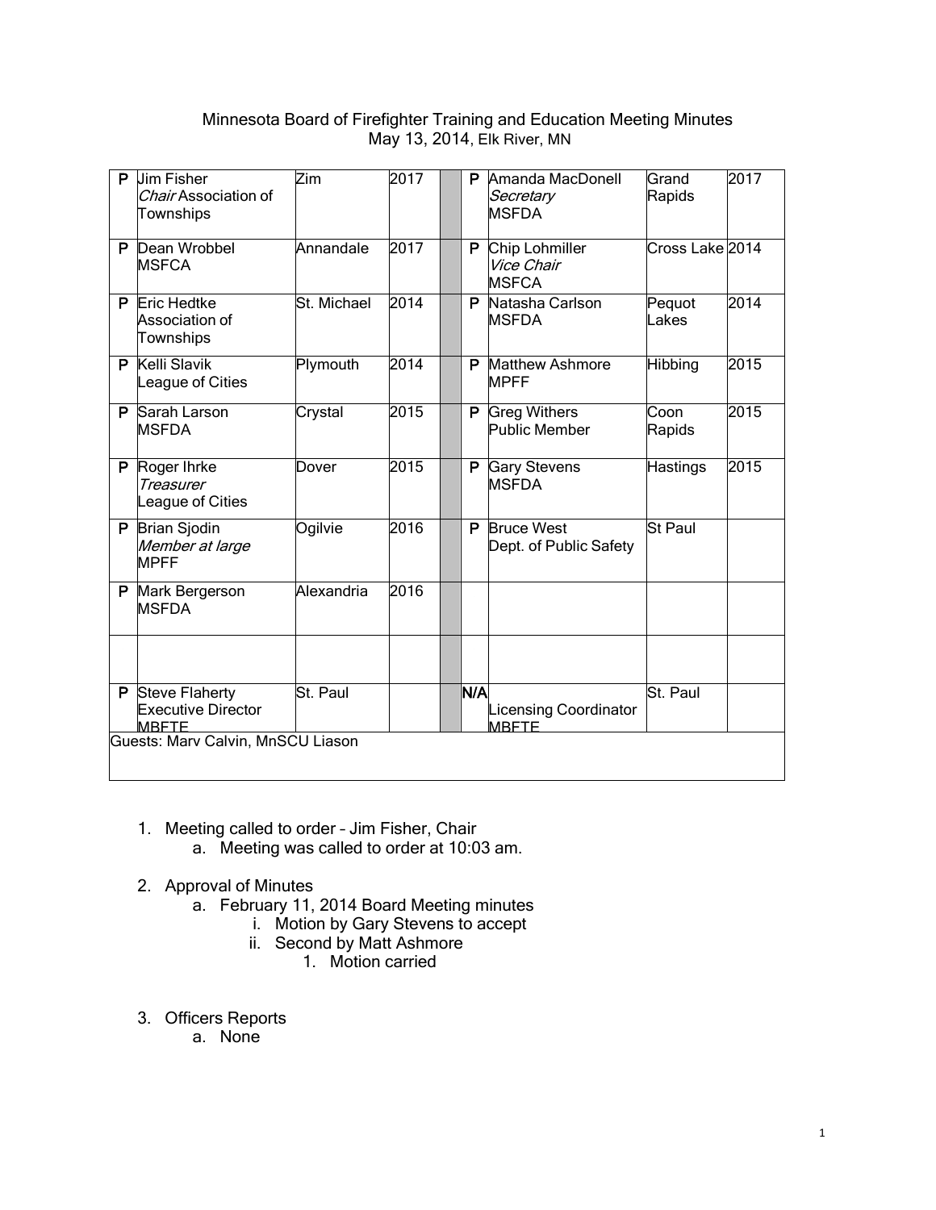# Minnesota Board of Firefighter Training and Education Meeting Minutes

May 13, 2014, Elk River, MN

| | | | | | | | | |
|---|---|---|---|---|---|---|---|---|
| P | Jim Fisher<br>*Chair* Association of Townships | Zim | 2017 | | P | Amanda MacDonell<br>*Secretary*<br>MSFDA | Grand Rapids | 2017 |
| P | Dean Wrobbel<br>MSFCA | Annandale | 2017 | | P | Chip Lohmiller<br>*Vice Chair*<br>MSFCA | Cross Lake | 2014 |
| P | Eric Hedtke<br>Association of Townships | St. Michael | 2014 | | P | Natasha Carlson<br>MSFDA | Pequot Lakes | 2014 |
| P | Kelli Slavik<br>League of Cities | Plymouth | 2014 | | P | Matthew Ashmore<br>MPFF | Hibbing | 2015 |
| P | Sarah Larson<br>MSFDA | Crystal | 2015 | | P | Greg Withers<br>Public Member | Coon Rapids | 2015 |
| P | Roger Ihrke<br>*Treasurer*<br>League of Cities | Dover | 2015 | | P | Gary Stevens<br>MSFDA | Hastings | 2015 |
| P | Brian Sjodin<br>*Member at large*<br>MPFF | Ogilvie | 2016 | | P | Bruce West<br>Dept. of Public Safety | St Paul | |
| P | Mark Bergerson<br>MSFDA | Alexandria | 2016 | | | | | |
| | | | | | | | | |
| P | Steve Flaherty<br>Executive Director<br>MBFTE | St. Paul | | | N/A | Licensing Coordinator<br>MBFTE | St. Paul | |

Guests: Marv Calvin, MnSCU Liason

1. Meeting called to order – Jim Fisher, Chair
    a. Meeting was called to order at 10:03 am.

2. Approval of Minutes
    a. February 11, 2014 Board Meeting minutes
        i. Motion by Gary Stevens to accept
        ii. Second by Matt Ashmore
            1. Motion carried

3. Officers Reports
    a. None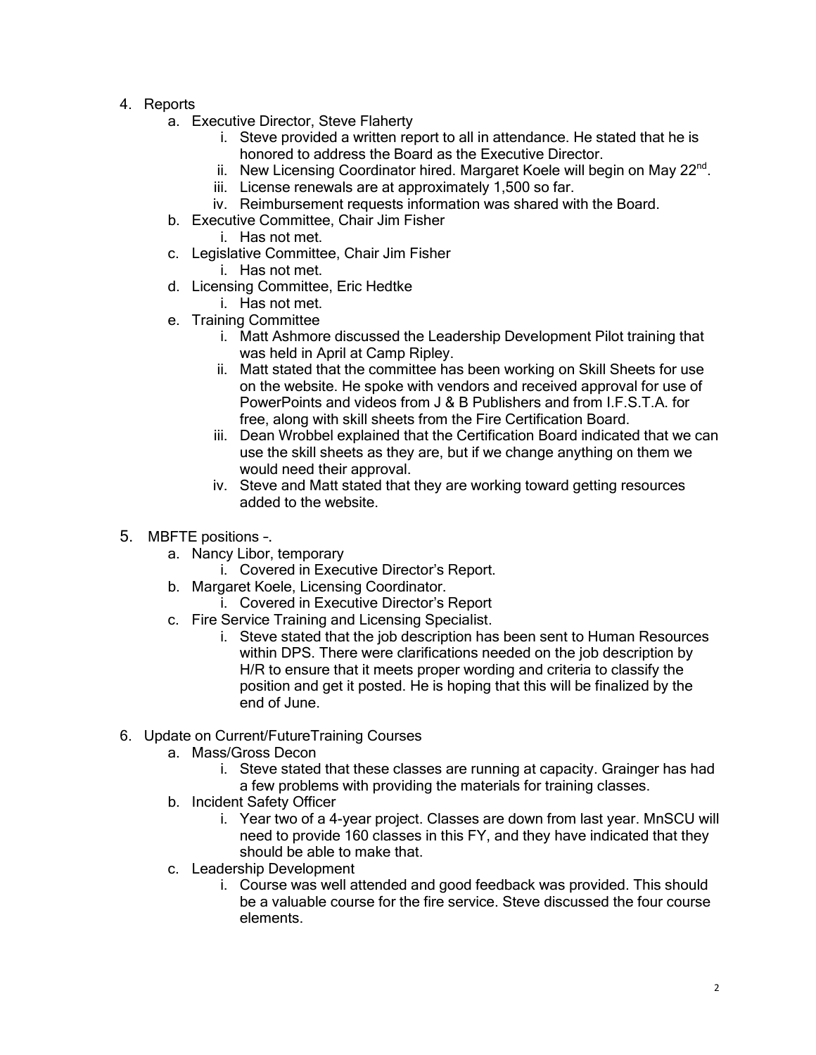4. Reports
   a. Executive Director, Steve Flaherty
      i. Steve provided a written report to all in attendance. He stated that he is honored to address the Board as the Executive Director.
      ii. New Licensing Coordinator hired. Margaret Koele will begin on May 22nd.
      iii. License renewals are at approximately 1,500 so far.
      iv. Reimbursement requests information was shared with the Board.
   b. Executive Committee, Chair Jim Fisher
      i. Has not met.
   c. Legislative Committee, Chair Jim Fisher
      i. Has not met.
   d. Licensing Committee, Eric Hedtke
      i. Has not met.
   e. Training Committee
      i. Matt Ashmore discussed the Leadership Development Pilot training that was held in April at Camp Ripley.
      ii. Matt stated that the committee has been working on Skill Sheets for use on the website. He spoke with vendors and received approval for use of PowerPoints and videos from J & B Publishers and from I.F.S.T.A. for free, along with skill sheets from the Fire Certification Board.
      iii. Dean Wrobbel explained that the Certification Board indicated that we can use the skill sheets as they are, but if we change anything on them we would need their approval.
      iv. Steve and Matt stated that they are working toward getting resources added to the website.

5. MBFTE positions –.
   a. Nancy Libor, temporary
      i. Covered in Executive Director's Report.
   b. Margaret Koele, Licensing Coordinator.
      i. Covered in Executive Director's Report
   c. Fire Service Training and Licensing Specialist.
      i. Steve stated that the job description has been sent to Human Resources within DPS. There were clarifications needed on the job description by H/R to ensure that it meets proper wording and criteria to classify the position and get it posted. He is hoping that this will be finalized by the end of June.

6. Update on Current/FutureTraining Courses
   a. Mass/Gross Decon
      i. Steve stated that these classes are running at capacity. Grainger has had a few problems with providing the materials for training classes.
   b. Incident Safety Officer
      i. Year two of a 4-year project. Classes are down from last year. MnSCU will need to provide 160 classes in this FY, and they have indicated that they should be able to make that.
   c. Leadership Development
      i. Course was well attended and good feedback was provided. This should be a valuable course for the fire service. Steve discussed the four course elements.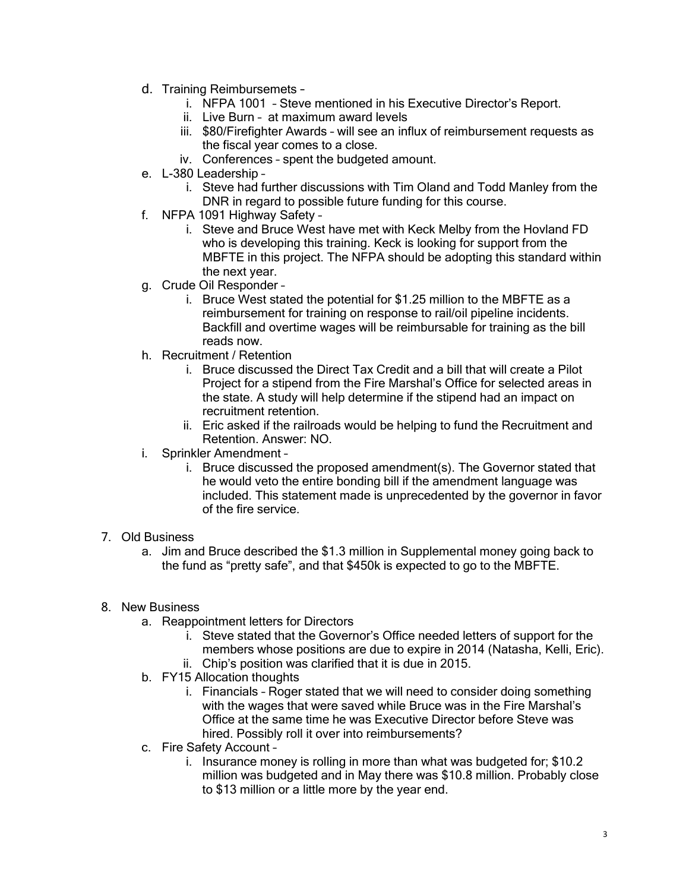d. Training Reimbursemets –
   i. NFPA 1001 – Steve mentioned in his Executive Director's Report.
   ii. Live Burn – at maximum award levels
   iii. $80/Firefighter Awards – will see an influx of reimbursement requests as the fiscal year comes to a close.
   iv. Conferences – spent the budgeted amount.

e. L-380 Leadership –
   i. Steve had further discussions with Tim Oland and Todd Manley from the DNR in regard to possible future funding for this course.

f. NFPA 1091 Highway Safety –
   i. Steve and Bruce West have met with Keck Melby from the Hovland FD who is developing this training. Keck is looking for support from the MBFTE in this project. The NFPA should be adopting this standard within the next year.

g. Crude Oil Responder –
   i. Bruce West stated the potential for $1.25 million to the MBFTE as a reimbursement for training on response to rail/oil pipeline incidents. Backfill and overtime wages will be reimbursable for training as the bill reads now.

h. Recruitment / Retention
   i. Bruce discussed the Direct Tax Credit and a bill that will create a Pilot Project for a stipend from the Fire Marshal's Office for selected areas in the state. A study will help determine if the stipend had an impact on recruitment retention.
   ii. Eric asked if the railroads would be helping to fund the Recruitment and Retention. Answer: NO.

i. Sprinkler Amendment –
   i. Bruce discussed the proposed amendment(s). The Governor stated that he would veto the entire bonding bill if the amendment language was included. This statement made is unprecedented by the governor in favor of the fire service.

7. Old Business
   a. Jim and Bruce described the $1.3 million in Supplemental money going back to the fund as "pretty safe", and that $450k is expected to go to the MBFTE.

8. New Business
   a. Reappointment letters for Directors
      i. Steve stated that the Governor's Office needed letters of support for the members whose positions are due to expire in 2014 (Natasha, Kelli, Eric).
      ii. Chip's position was clarified that it is due in 2015.
   b. FY15 Allocation thoughts
      i. Financials – Roger stated that we will need to consider doing something with the wages that were saved while Bruce was in the Fire Marshal's Office at the same time he was Executive Director before Steve was hired. Possibly roll it over into reimbursements?
   c. Fire Safety Account –
      i. Insurance money is rolling in more than what was budgeted for; $10.2 million was budgeted and in May there was $10.8 million. Probably close to $13 million or a little more by the year end.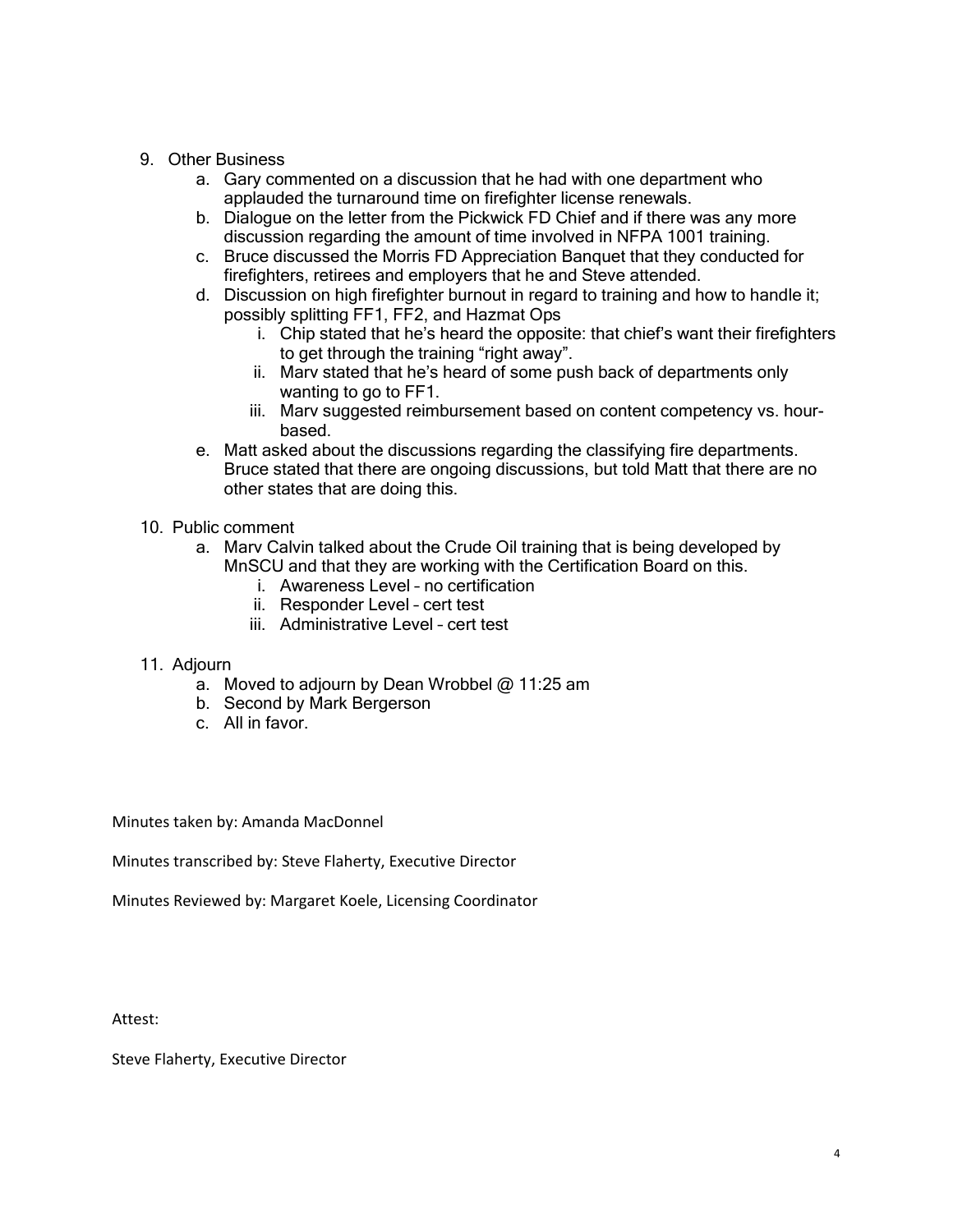9. Other Business
   a. Gary commented on a discussion that he had with one department who applauded the turnaround time on firefighter license renewals.
   b. Dialogue on the letter from the Pickwick FD Chief and if there was any more discussion regarding the amount of time involved in NFPA 1001 training.
   c. Bruce discussed the Morris FD Appreciation Banquet that they conducted for firefighters, retirees and employers that he and Steve attended.
   d. Discussion on high firefighter burnout in regard to training and how to handle it; possibly splitting FF1, FF2, and Hazmat Ops
      i. Chip stated that he's heard the opposite: that chief's want their firefighters to get through the training "right away".
      ii. Marv stated that he's heard of some push back of departments only wanting to go to FF1.
      iii. Marv suggested reimbursement based on content competency vs. hour-based.
   e. Matt asked about the discussions regarding the classifying fire departments. Bruce stated that there are ongoing discussions, but told Matt that there are no other states that are doing this.

10. Public comment
    a. Marv Calvin talked about the Crude Oil training that is being developed by MnSCU and that they are working with the Certification Board on this.
       i. Awareness Level – no certification
       ii. Responder Level – cert test
       iii. Administrative Level – cert test

11. Adjourn
    a. Moved to adjourn by Dean Wrobbel @ 11:25 am
    b. Second by Mark Bergerson
    c. All in favor.

Minutes taken by: Amanda MacDonnel

Minutes transcribed by: Steve Flaherty, Executive Director

Minutes Reviewed by: Margaret Koele, Licensing Coordinator

Attest:

Steve Flaherty, Executive Director